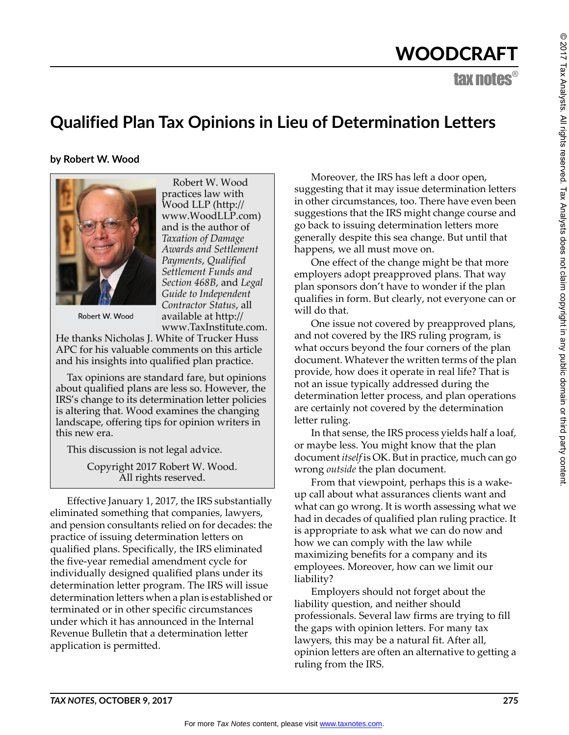WOODCRAFT

# Qualified Plan Tax Opinions in Lieu of Determination Letters

**by Robert W. Wood**

Robert W. Wood

Robert W. Wood practices law with Wood LLP (http://www.WoodLLP.com) and is the author of *Taxation of Damage Awards and Settlement Payments*, *Qualified Settlement Funds and Section 468B*, and *Legal Guide to Independent Contractor Status*, all available at http://www.TaxInstitute.com. He thanks Nicholas J. White of Trucker Huss APC for his valuable comments on this article and his insights into qualified plan practice.

Tax opinions are standard fare, but opinions about qualified plans are less so. However, the IRS's change to its determination letter policies is altering that. Wood examines the changing landscape, offering tips for opinion writers in this new era.

This discussion is not legal advice.

Copyright 2017 Robert W. Wood. All rights reserved.

Effective January 1, 2017, the IRS substantially eliminated something that companies, lawyers, and pension consultants relied on for decades: the practice of issuing determination letters on qualified plans. Specifically, the IRS eliminated the five-year remedial amendment cycle for individually designed qualified plans under its determination letter program. The IRS will issue determination letters when a plan is established or terminated or in other specific circumstances under which it has announced in the Internal Revenue Bulletin that a determination letter application is permitted.

Moreover, the IRS has left a door open, suggesting that it may issue determination letters in other circumstances, too. There have even been suggestions that the IRS might change course and go back to issuing determination letters more generally despite this sea change. But until that happens, we all must move on.

One effect of the change might be that more employers adopt preapproved plans. That way plan sponsors don't have to wonder if the plan qualifies in form. But clearly, not everyone can or will do that.

One issue not covered by preapproved plans, and not covered by the IRS ruling program, is what occurs beyond the four corners of the plan document. Whatever the written terms of the plan provide, how does it operate in real life? That is not an issue typically addressed during the determination letter process, and plan operations are certainly not covered by the determination letter ruling.

In that sense, the IRS process yields half a loaf, or maybe less. You might know that the plan document *itself* is OK. But in practice, much can go wrong *outside* the plan document.

From that viewpoint, perhaps this is a wake-up call about what assurances clients want and what can go wrong. It is worth assessing what we had in decades of qualified plan ruling practice. It is appropriate to ask what we can do now and how we can comply with the law while maximizing benefits for a company and its employees. Moreover, how can we limit our liability?

Employers should not forget about the liability question, and neither should professionals. Several law firms are trying to fill the gaps with opinion letters. For many tax lawyers, this may be a natural fit. After all, opinion letters are often an alternative to getting a ruling from the IRS.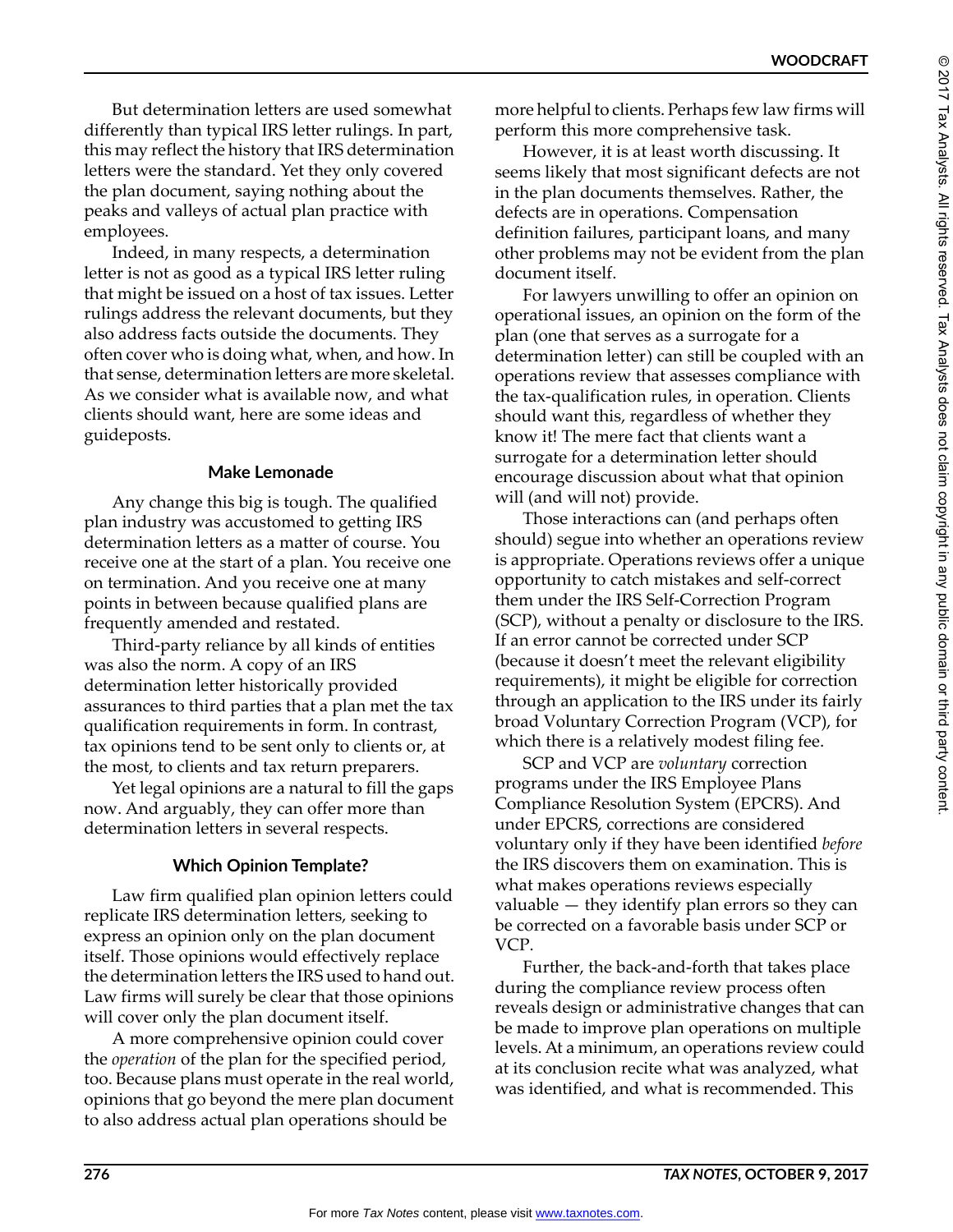But determination letters are used somewhat differently than typical IRS letter rulings. In part, this may reflect the history that IRS determination letters were the standard. Yet they only covered the plan document, saying nothing about the peaks and valleys of actual plan practice with employees.

Indeed, in many respects, a determination letter is not as good as a typical IRS letter ruling that might be issued on a host of tax issues. Letter rulings address the relevant documents, but they also address facts outside the documents. They often cover who is doing what, when, and how. In that sense, determination letters are more skeletal. As we consider what is available now, and what clients should want, here are some ideas and guideposts.

### Make Lemonade

Any change this big is tough. The qualified plan industry was accustomed to getting IRS determination letters as a matter of course. You receive one at the start of a plan. You receive one on termination. And you receive one at many points in between because qualified plans are frequently amended and restated.

Third-party reliance by all kinds of entities was also the norm. A copy of an IRS determination letter historically provided assurances to third parties that a plan met the tax qualification requirements in form. In contrast, tax opinions tend to be sent only to clients or, at the most, to clients and tax return preparers.

Yet legal opinions are a natural to fill the gaps now. And arguably, they can offer more than determination letters in several respects.

### Which Opinion Template?

Law firm qualified plan opinion letters could replicate IRS determination letters, seeking to express an opinion only on the plan document itself. Those opinions would effectively replace the determination letters the IRS used to hand out. Law firms will surely be clear that those opinions will cover only the plan document itself.

A more comprehensive opinion could cover the *operation* of the plan for the specified period, too. Because plans must operate in the real world, opinions that go beyond the mere plan document to also address actual plan operations should be more helpful to clients. Perhaps few law firms will perform this more comprehensive task.

However, it is at least worth discussing. It seems likely that most significant defects are not in the plan documents themselves. Rather, the defects are in operations. Compensation definition failures, participant loans, and many other problems may not be evident from the plan document itself.

For lawyers unwilling to offer an opinion on operational issues, an opinion on the form of the plan (one that serves as a surrogate for a determination letter) can still be coupled with an operations review that assesses compliance with the tax-qualification rules, in operation. Clients should want this, regardless of whether they know it! The mere fact that clients want a surrogate for a determination letter should encourage discussion about what that opinion will (and will not) provide.

Those interactions can (and perhaps often should) segue into whether an operations review is appropriate. Operations reviews offer a unique opportunity to catch mistakes and self-correct them under the IRS Self-Correction Program (SCP), without a penalty or disclosure to the IRS. If an error cannot be corrected under SCP (because it doesn't meet the relevant eligibility requirements), it might be eligible for correction through an application to the IRS under its fairly broad Voluntary Correction Program (VCP), for which there is a relatively modest filing fee.

SCP and VCP are *voluntary* correction programs under the IRS Employee Plans Compliance Resolution System (EPCRS). And under EPCRS, corrections are considered voluntary only if they have been identified *before* the IRS discovers them on examination. This is what makes operations reviews especially valuable — they identify plan errors so they can be corrected on a favorable basis under SCP or VCP.

Further, the back-and-forth that takes place during the compliance review process often reveals design or administrative changes that can be made to improve plan operations on multiple levels. At a minimum, an operations review could at its conclusion recite what was analyzed, what was identified, and what is recommended. This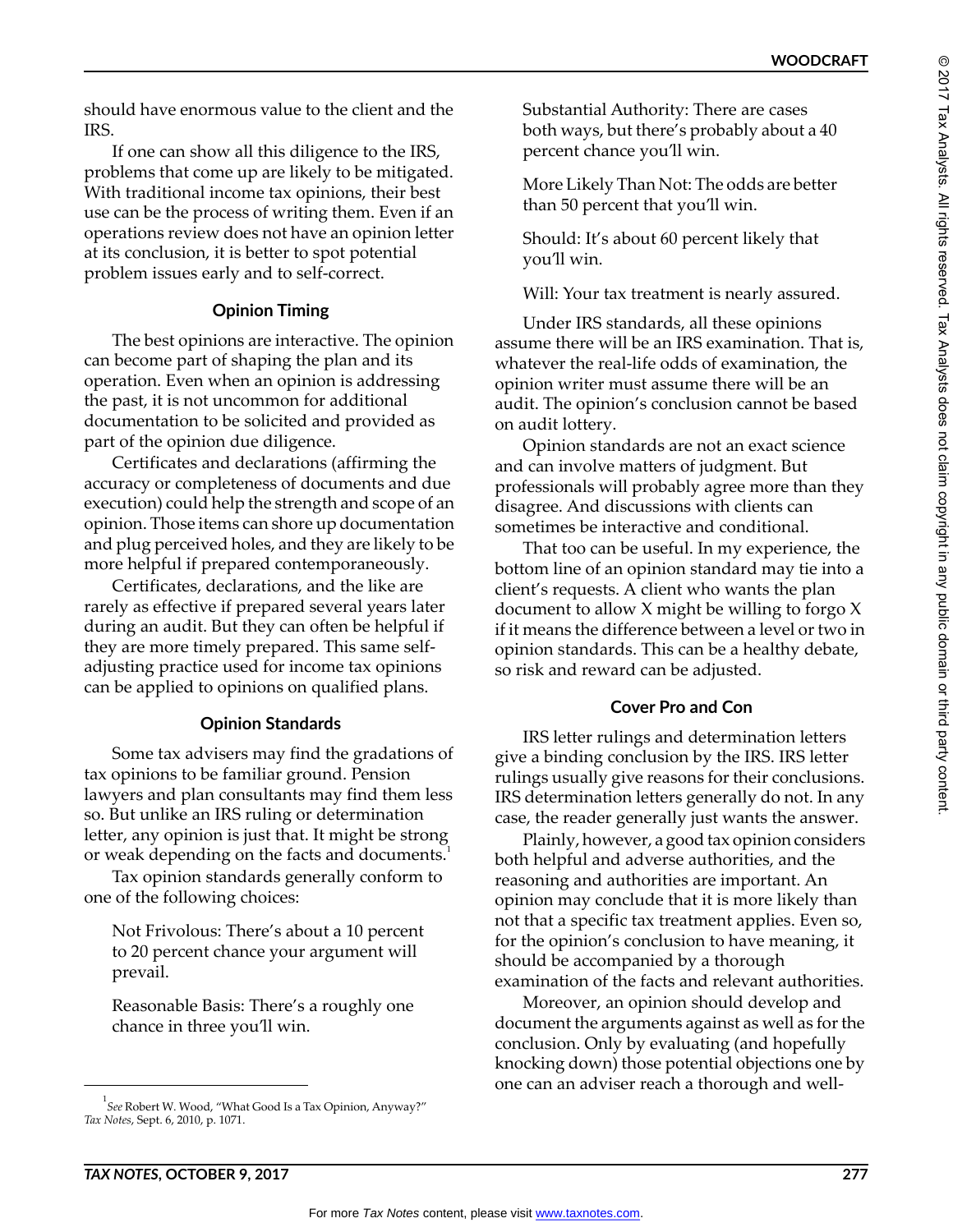should have enormous value to the client and the IRS.

If one can show all this diligence to the IRS, problems that come up are likely to be mitigated. With traditional income tax opinions, their best use can be the process of writing them. Even if an operations review does not have an opinion letter at its conclusion, it is better to spot potential problem issues early and to self-correct.

### Opinion Timing

The best opinions are interactive. The opinion can become part of shaping the plan and its operation. Even when an opinion is addressing the past, it is not uncommon for additional documentation to be solicited and provided as part of the opinion due diligence.

Certificates and declarations (affirming the accuracy or completeness of documents and due execution) could help the strength and scope of an opinion. Those items can shore up documentation and plug perceived holes, and they are likely to be more helpful if prepared contemporaneously.

Certificates, declarations, and the like are rarely as effective if prepared several years later during an audit. But they can often be helpful if they are more timely prepared. This same self-adjusting practice used for income tax opinions can be applied to opinions on qualified plans.

### Opinion Standards

Some tax advisers may find the gradations of tax opinions to be familiar ground. Pension lawyers and plan consultants may find them less so. But unlike an IRS ruling or determination letter, any opinion is just that. It might be strong or weak depending on the facts and documents.[1]

Tax opinion standards generally conform to one of the following choices:

Not Frivolous: There's about a 10 percent to 20 percent chance your argument will prevail.

Reasonable Basis: There's a roughly one chance in three you'll win.

Substantial Authority: There are cases both ways, but there's probably about a 40 percent chance you'll win.

More Likely Than Not: The odds are better than 50 percent that you'll win.

Should: It's about 60 percent likely that you'll win.

Will: Your tax treatment is nearly assured.

Under IRS standards, all these opinions assume there will be an IRS examination. That is, whatever the real-life odds of examination, the opinion writer must assume there will be an audit. The opinion's conclusion cannot be based on audit lottery.

Opinion standards are not an exact science and can involve matters of judgment. But professionals will probably agree more than they disagree. And discussions with clients can sometimes be interactive and conditional.

That too can be useful. In my experience, the bottom line of an opinion standard may tie into a client's requests. A client who wants the plan document to allow X might be willing to forgo X if it means the difference between a level or two in opinion standards. This can be a healthy debate, so risk and reward can be adjusted.

### Cover Pro and Con

IRS letter rulings and determination letters give a binding conclusion by the IRS. IRS letter rulings usually give reasons for their conclusions. IRS determination letters generally do not. In any case, the reader generally just wants the answer.

Plainly, however, a good tax opinion considers both helpful and adverse authorities, and the reasoning and authorities are important. An opinion may conclude that it is more likely than not that a specific tax treatment applies. Even so, for the opinion's conclusion to have meaning, it should be accompanied by a thorough examination of the facts and relevant authorities.

Moreover, an opinion should develop and document the arguments against as well as for the conclusion. Only by evaluating (and hopefully knocking down) those potential objections one by one can an adviser reach a thorough and well-

---

[1] *See* Robert W. Wood, "What Good Is a Tax Opinion, Anyway?" *Tax Notes*, Sept. 6, 2010, p. 1071.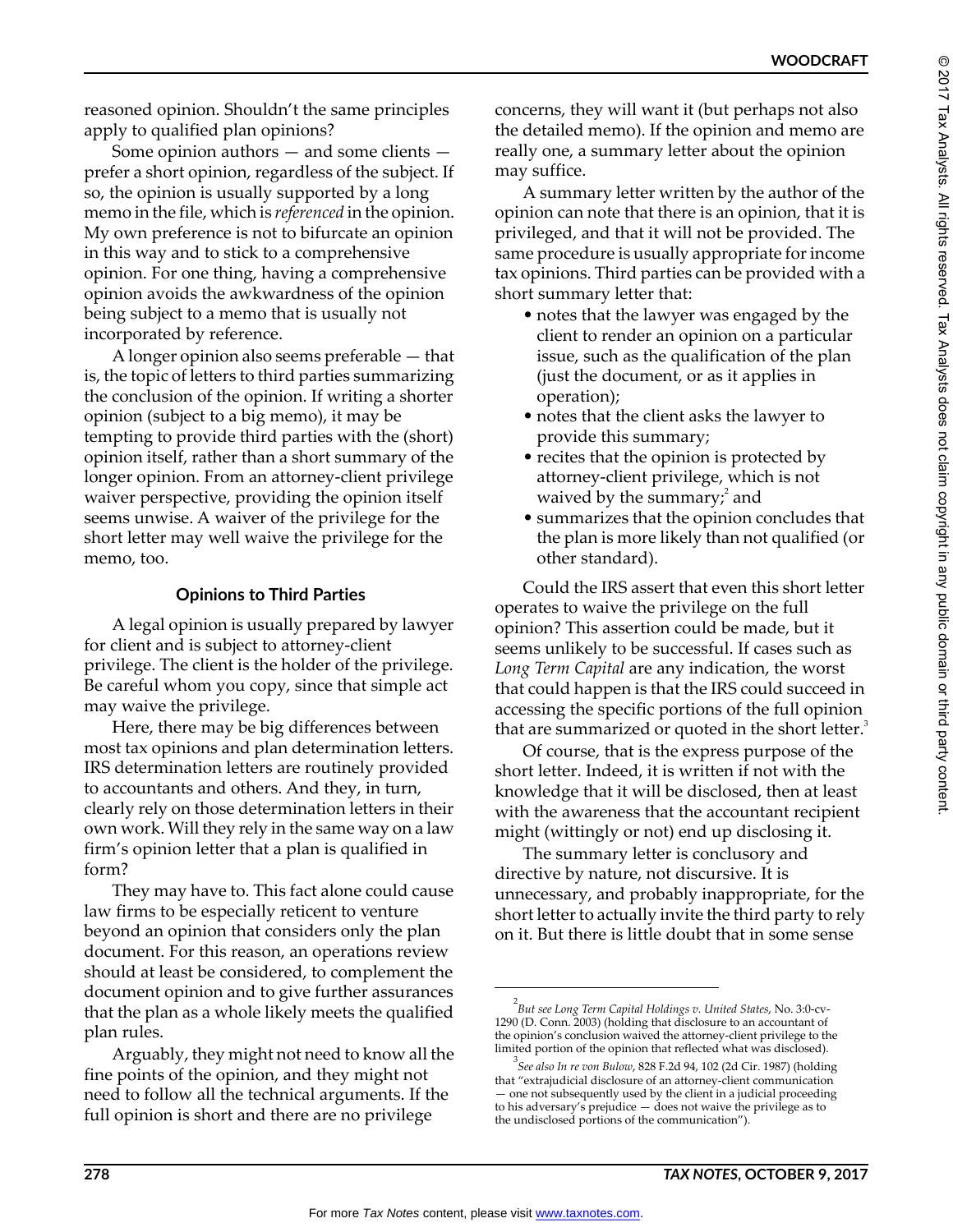reasoned opinion. Shouldn't the same principles apply to qualified plan opinions?

Some opinion authors — and some clients — prefer a short opinion, regardless of the subject. If so, the opinion is usually supported by a long memo in the file, which is *referenced* in the opinion. My own preference is not to bifurcate an opinion in this way and to stick to a comprehensive opinion. For one thing, having a comprehensive opinion avoids the awkwardness of the opinion being subject to a memo that is usually not incorporated by reference.

A longer opinion also seems preferable — that is, the topic of letters to third parties summarizing the conclusion of the opinion. If writing a shorter opinion (subject to a big memo), it may be tempting to provide third parties with the (short) opinion itself, rather than a short summary of the longer opinion. From an attorney-client privilege waiver perspective, providing the opinion itself seems unwise. A waiver of the privilege for the short letter may well waive the privilege for the memo, too.

### Opinions to Third Parties

A legal opinion is usually prepared by lawyer for client and is subject to attorney-client privilege. The client is the holder of the privilege. Be careful whom you copy, since that simple act may waive the privilege.

Here, there may be big differences between most tax opinions and plan determination letters. IRS determination letters are routinely provided to accountants and others. And they, in turn, clearly rely on those determination letters in their own work. Will they rely in the same way on a law firm's opinion letter that a plan is qualified in form?

They may have to. This fact alone could cause law firms to be especially reticent to venture beyond an opinion that considers only the plan document. For this reason, an operations review should at least be considered, to complement the document opinion and to give further assurances that the plan as a whole likely meets the qualified plan rules.

Arguably, they might not need to know all the fine points of the opinion, and they might not need to follow all the technical arguments. If the full opinion is short and there are no privilege concerns, they will want it (but perhaps not also the detailed memo). If the opinion and memo are really one, a summary letter about the opinion may suffice.

A summary letter written by the author of the opinion can note that there is an opinion, that it is privileged, and that it will not be provided. The same procedure is usually appropriate for income tax opinions. Third parties can be provided with a short summary letter that:

- notes that the lawyer was engaged by the client to render an opinion on a particular issue, such as the qualification of the plan (just the document, or as it applies in operation);
- notes that the client asks the lawyer to provide this summary;
- recites that the opinion is protected by attorney-client privilege, which is not waived by the summary;[2] and
- summarizes that the opinion concludes that the plan is more likely than not qualified (or other standard).

Could the IRS assert that even this short letter operates to waive the privilege on the full opinion? This assertion could be made, but it seems unlikely to be successful. If cases such as *Long Term Capital* are any indication, the worst that could happen is that the IRS could succeed in accessing the specific portions of the full opinion that are summarized or quoted in the short letter.[3]

Of course, that is the express purpose of the short letter. Indeed, it is written if not with the knowledge that it will be disclosed, then at least with the awareness that the accountant recipient might (wittingly or not) end up disclosing it.

The summary letter is conclusory and directive by nature, not discursive. It is unnecessary, and probably inappropriate, for the short letter to actually invite the third party to rely on it. But there is little doubt that in some sense

---

[2] *But see Long Term Capital Holdings v. United States*, No. 3:0-cv-1290 (D. Conn. 2003) (holding that disclosure to an accountant of the opinion's conclusion waived the attorney-client privilege to the limited portion of the opinion that reflected what was disclosed).

[3] *See also In re von Bulow*, 828 F.2d 94, 102 (2d Cir. 1987) (holding that "extrajudicial disclosure of an attorney-client communication — one not subsequently used by the client in a judicial proceeding to his adversary's prejudice — does not waive the privilege as to the undisclosed portions of the communication").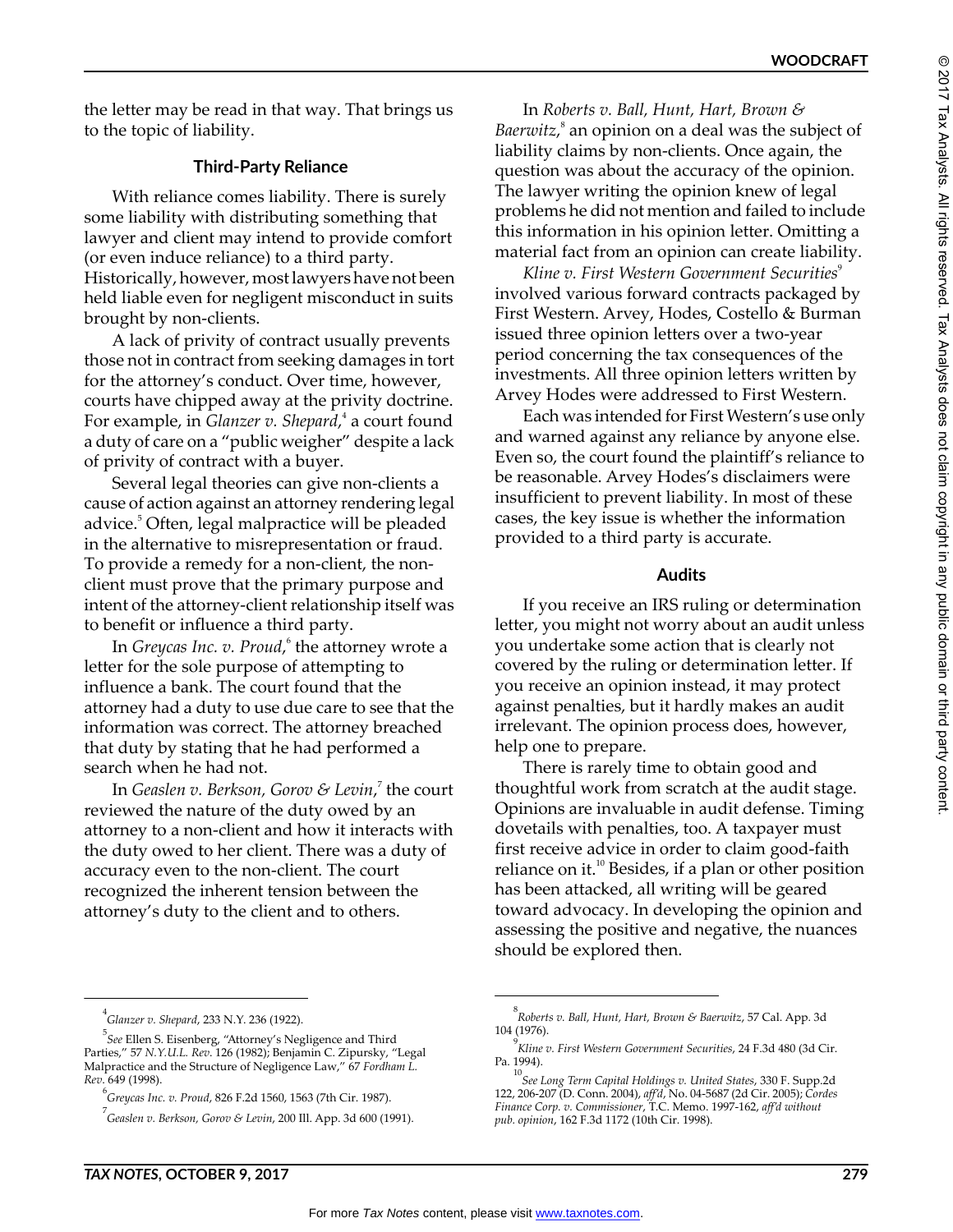the letter may be read in that way. That brings us to the topic of liability.

### Third-Party Reliance

With reliance comes liability. There is surely some liability with distributing something that lawyer and client may intend to provide comfort (or even induce reliance) to a third party. Historically, however, most lawyers have not been held liable even for negligent misconduct in suits brought by non-clients.

A lack of privity of contract usually prevents those not in contract from seeking damages in tort for the attorney's conduct. Over time, however, courts have chipped away at the privity doctrine. For example, in *Glanzer v. Shepard*,[4] a court found a duty of care on a "public weigher" despite a lack of privity of contract with a buyer.

Several legal theories can give non-clients a cause of action against an attorney rendering legal advice.[5] Often, legal malpractice will be pleaded in the alternative to misrepresentation or fraud. To provide a remedy for a non-client, the non-client must prove that the primary purpose and intent of the attorney-client relationship itself was to benefit or influence a third party.

In *Greycas Inc. v. Proud*,[6] the attorney wrote a letter for the sole purpose of attempting to influence a bank. The court found that the attorney had a duty to use due care to see that the information was correct. The attorney breached that duty by stating that he had performed a search when he had not.

In *Geaslen v. Berkson, Gorov & Levin*,[7] the court reviewed the nature of the duty owed by an attorney to a non-client and how it interacts with the duty owed to her client. There was a duty of accuracy even to the non-client. The court recognized the inherent tension between the attorney's duty to the client and to others.

In *Roberts v. Ball, Hunt, Hart, Brown & Baerwitz*,[8] an opinion on a deal was the subject of liability claims by non-clients. Once again, the question was about the accuracy of the opinion. The lawyer writing the opinion knew of legal problems he did not mention and failed to include this information in his opinion letter. Omitting a material fact from an opinion can create liability.

*Kline v. First Western Government Securities*[9] involved various forward contracts packaged by First Western. Arvey, Hodes, Costello & Burman issued three opinion letters over a two-year period concerning the tax consequences of the investments. All three opinion letters written by Arvey Hodes were addressed to First Western.

Each was intended for First Western's use only and warned against any reliance by anyone else. Even so, the court found the plaintiff's reliance to be reasonable. Arvey Hodes's disclaimers were insufficient to prevent liability. In most of these cases, the key issue is whether the information provided to a third party is accurate.

### Audits

If you receive an IRS ruling or determination letter, you might not worry about an audit unless you undertake some action that is clearly not covered by the ruling or determination letter. If you receive an opinion instead, it may protect against penalties, but it hardly makes an audit irrelevant. The opinion process does, however, help one to prepare.

There is rarely time to obtain good and thoughtful work from scratch at the audit stage. Opinions are invaluable in audit defense. Timing dovetails with penalties, too. A taxpayer must first receive advice in order to claim good-faith reliance on it.[10] Besides, if a plan or other position has been attacked, all writing will be geared toward advocacy. In developing the opinion and assessing the positive and negative, the nuances should be explored then.

---

[4] *Glanzer v. Shepard*, 233 N.Y. 236 (1922).

[5] *See* Ellen S. Eisenberg, "Attorney's Negligence and Third Parties," 57 *N.Y.U.L. Rev*. 126 (1982); Benjamin C. Zipursky, "Legal Malpractice and the Structure of Negligence Law," 67 *Fordham L. Rev*. 649 (1998).

[6] *Greycas Inc. v. Proud*, 826 F.2d 1560, 1563 (7th Cir. 1987).

[7] *Geaslen v. Berkson, Gorov & Levin*, 200 Ill. App. 3d 600 (1991).

[8] *Roberts v. Ball, Hunt, Hart, Brown & Baerwitz*, 57 Cal. App. 3d 104 (1976).

[9] *Kline v. First Western Government Securities*, 24 F.3d 480 (3d Cir. Pa. 1994).

[10] *See Long Term Capital Holdings v. United States*, 330 F. Supp.2d 122, 206-207 (D. Conn. 2004), *aff'd*, No. 04-5687 (2d Cir. 2005); *Cordes Finance Corp. v. Commissioner*, T.C. Memo. 1997-162, *aff'd without pub. opinion*, 162 F.3d 1172 (10th Cir. 1998).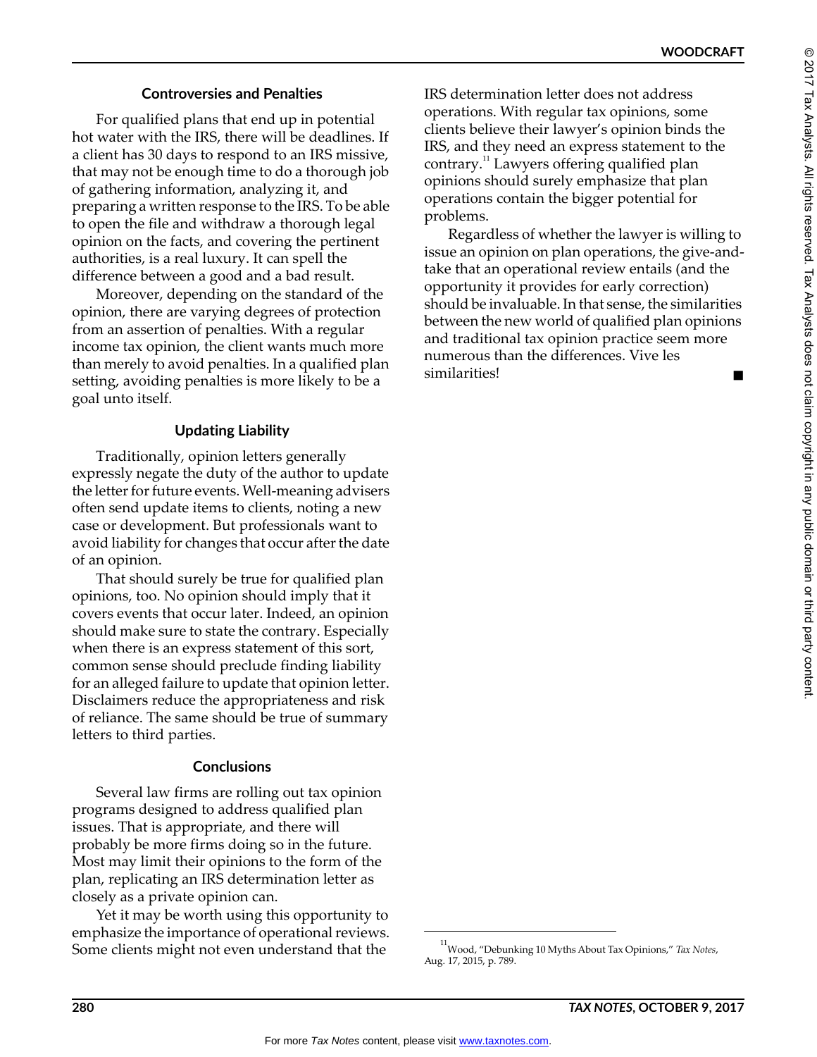### Controversies and Penalties

For qualified plans that end up in potential hot water with the IRS, there will be deadlines. If a client has 30 days to respond to an IRS missive, that may not be enough time to do a thorough job of gathering information, analyzing it, and preparing a written response to the IRS. To be able to open the file and withdraw a thorough legal opinion on the facts, and covering the pertinent authorities, is a real luxury. It can spell the difference between a good and a bad result.

Moreover, depending on the standard of the opinion, there are varying degrees of protection from an assertion of penalties. With a regular income tax opinion, the client wants much more than merely to avoid penalties. In a qualified plan setting, avoiding penalties is more likely to be a goal unto itself.

### Updating Liability

Traditionally, opinion letters generally expressly negate the duty of the author to update the letter for future events. Well-meaning advisers often send update items to clients, noting a new case or development. But professionals want to avoid liability for changes that occur after the date of an opinion.

That should surely be true for qualified plan opinions, too. No opinion should imply that it covers events that occur later. Indeed, an opinion should make sure to state the contrary. Especially when there is an express statement of this sort, common sense should preclude finding liability for an alleged failure to update that opinion letter. Disclaimers reduce the appropriateness and risk of reliance. The same should be true of summary letters to third parties.

### Conclusions

Several law firms are rolling out tax opinion programs designed to address qualified plan issues. That is appropriate, and there will probably be more firms doing so in the future. Most may limit their opinions to the form of the plan, replicating an IRS determination letter as closely as a private opinion can.

Yet it may be worth using this opportunity to emphasize the importance of operational reviews. Some clients might not even understand that the IRS determination letter does not address operations. With regular tax opinions, some clients believe their lawyer's opinion binds the IRS, and they need an express statement to the contrary.[11] Lawyers offering qualified plan opinions should surely emphasize that plan operations contain the bigger potential for problems.

Regardless of whether the lawyer is willing to issue an opinion on plan operations, the give-and-take that an operational review entails (and the opportunity it provides for early correction) should be invaluable. In that sense, the similarities between the new world of qualified plan opinions and traditional tax opinion practice seem more numerous than the differences. Vive les similarities! ■

---

[11] Wood, "Debunking 10 Myths About Tax Opinions," *Tax Notes*, Aug. 17, 2015, p. 789.